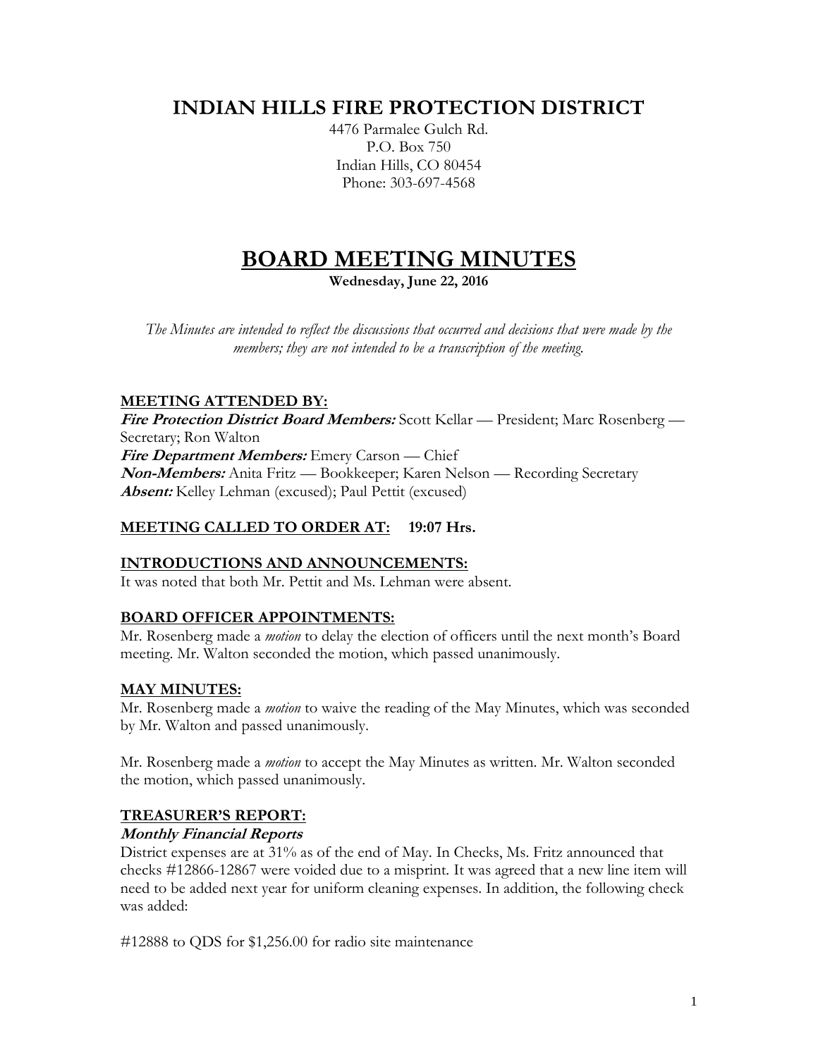# INDIAN HILLS FIRE PROTECTION DISTRICT

4476 Parmalee Gulch Rd.
P.O. Box 750
Indian Hills, CO 80454
Phone: 303-697-4568

# BOARD MEETING MINUTES

**Wednesday, June 22, 2016**

*The Minutes are intended to reflect the discussions that occurred and decisions that were made by the members; they are not intended to be a transcription of the meeting.*

## MEETING ATTENDED BY:

***Fire Protection District Board Members:*** Scott Kellar — President; Marc Rosenberg — Secretary; Ron Walton
***Fire Department Members:*** Emery Carson — Chief
***Non-Members:*** Anita Fritz — Bookkeeper; Karen Nelson — Recording Secretary
***Absent:*** Kelley Lehman (excused); Paul Pettit (excused)

## MEETING CALLED TO ORDER AT: 19:07 Hrs.

## INTRODUCTIONS AND ANNOUNCEMENTS:

It was noted that both Mr. Pettit and Ms. Lehman were absent.

## BOARD OFFICER APPOINTMENTS:

Mr. Rosenberg made a *motion* to delay the election of officers until the next month's Board meeting. Mr. Walton seconded the motion, which passed unanimously.

## MAY MINUTES:

Mr. Rosenberg made a *motion* to waive the reading of the May Minutes, which was seconded by Mr. Walton and passed unanimously.

Mr. Rosenberg made a *motion* to accept the May Minutes as written. Mr. Walton seconded the motion, which passed unanimously.

## TREASURER'S REPORT:

### *Monthly Financial Reports*

District expenses are at 31% as of the end of May. In Checks, Ms. Fritz announced that checks #12866-12867 were voided due to a misprint. It was agreed that a new line item will need to be added next year for uniform cleaning expenses. In addition, the following check was added:

#12888 to QDS for $1,256.00 for radio site maintenance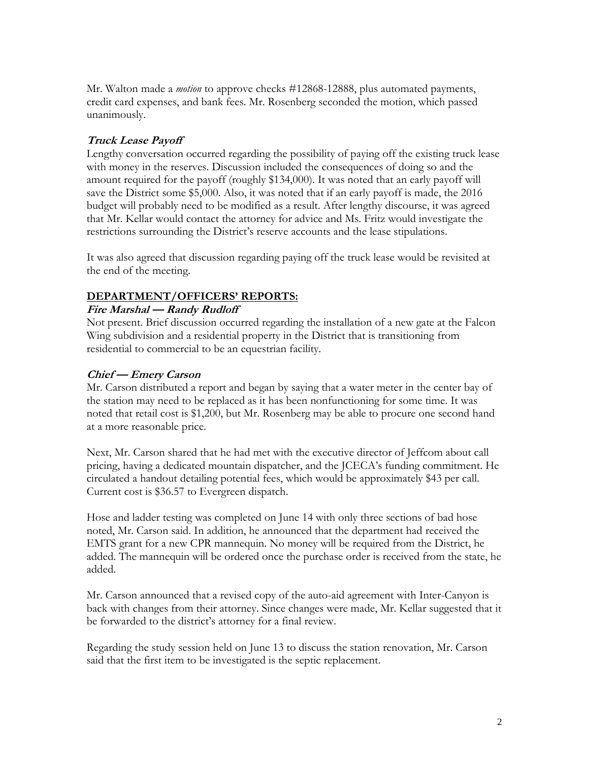Mr. Walton made a *motion* to approve checks #12868-12888, plus automated payments, credit card expenses, and bank fees. Mr. Rosenberg seconded the motion, which passed unanimously.

### ***Truck Lease Payoff***

Lengthy conversation occurred regarding the possibility of paying off the existing truck lease with money in the reserves. Discussion included the consequences of doing so and the amount required for the payoff (roughly $134,000). It was noted that an early payoff will save the District some $5,000. Also, it was noted that if an early payoff is made, the 2016 budget will probably need to be modified as a result. After lengthy discourse, it was agreed that Mr. Kellar would contact the attorney for advice and Ms. Fritz would investigate the restrictions surrounding the District's reserve accounts and the lease stipulations.

It was also agreed that discussion regarding paying off the truck lease would be revisited at the end of the meeting.

## **DEPARTMENT/OFFICERS' REPORTS:**

### ***Fire Marshal — Randy Rudloff***

Not present. Brief discussion occurred regarding the installation of a new gate at the Falcon Wing subdivision and a residential property in the District that is transitioning from residential to commercial to be an equestrian facility.

### ***Chief — Emery Carson***

Mr. Carson distributed a report and began by saying that a water meter in the center bay of the station may need to be replaced as it has been nonfunctioning for some time. It was noted that retail cost is $1,200, but Mr. Rosenberg may be able to procure one second hand at a more reasonable price.

Next, Mr. Carson shared that he had met with the executive director of Jeffcom about call pricing, having a dedicated mountain dispatcher, and the JCECA's funding commitment. He circulated a handout detailing potential fees, which would be approximately $43 per call. Current cost is $36.57 to Evergreen dispatch.

Hose and ladder testing was completed on June 14 with only three sections of bad hose noted, Mr. Carson said. In addition, he announced that the department had received the EMTS grant for a new CPR mannequin. No money will be required from the District, he added. The mannequin will be ordered once the purchase order is received from the state, he added.

Mr. Carson announced that a revised copy of the auto-aid agreement with Inter-Canyon is back with changes from their attorney. Since changes were made, Mr. Kellar suggested that it be forwarded to the district's attorney for a final review.

Regarding the study session held on June 13 to discuss the station renovation, Mr. Carson said that the first item to be investigated is the septic replacement.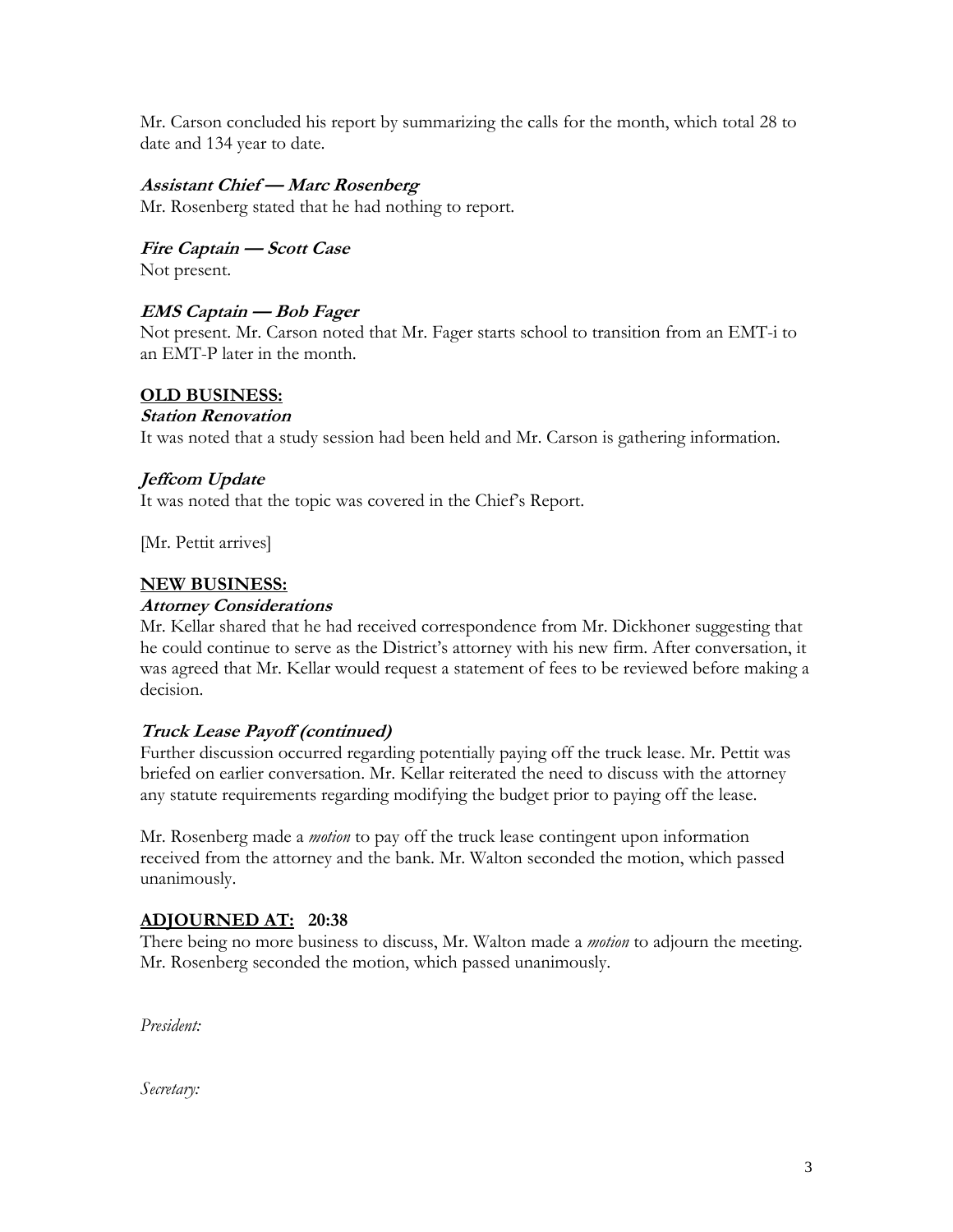Mr. Carson concluded his report by summarizing the calls for the month, which total 28 to date and 134 year to date.

***Assistant Chief — Marc Rosenberg***

Mr. Rosenberg stated that he had nothing to report.

***Fire Captain — Scott Case***

Not present.

***EMS Captain — Bob Fager***

Not present. Mr. Carson noted that Mr. Fager starts school to transition from an EMT-i to an EMT-P later in the month.

## OLD BUSINESS:

***Station Renovation***

It was noted that a study session had been held and Mr. Carson is gathering information.

***Jeffcom Update***

It was noted that the topic was covered in the Chief's Report.

[Mr. Pettit arrives]

## NEW BUSINESS:

***Attorney Considerations***

Mr. Kellar shared that he had received correspondence from Mr. Dickhoner suggesting that he could continue to serve as the District's attorney with his new firm. After conversation, it was agreed that Mr. Kellar would request a statement of fees to be reviewed before making a decision.

***Truck Lease Payoff (continued)***

Further discussion occurred regarding potentially paying off the truck lease. Mr. Pettit was briefed on earlier conversation. Mr. Kellar reiterated the need to discuss with the attorney any statute requirements regarding modifying the budget prior to paying off the lease.

Mr. Rosenberg made a *motion* to pay off the truck lease contingent upon information received from the attorney and the bank. Mr. Walton seconded the motion, which passed unanimously.

## ADJOURNED AT: 20:38

There being no more business to discuss, Mr. Walton made a *motion* to adjourn the meeting. Mr. Rosenberg seconded the motion, which passed unanimously.

*President:*

*Secretary:*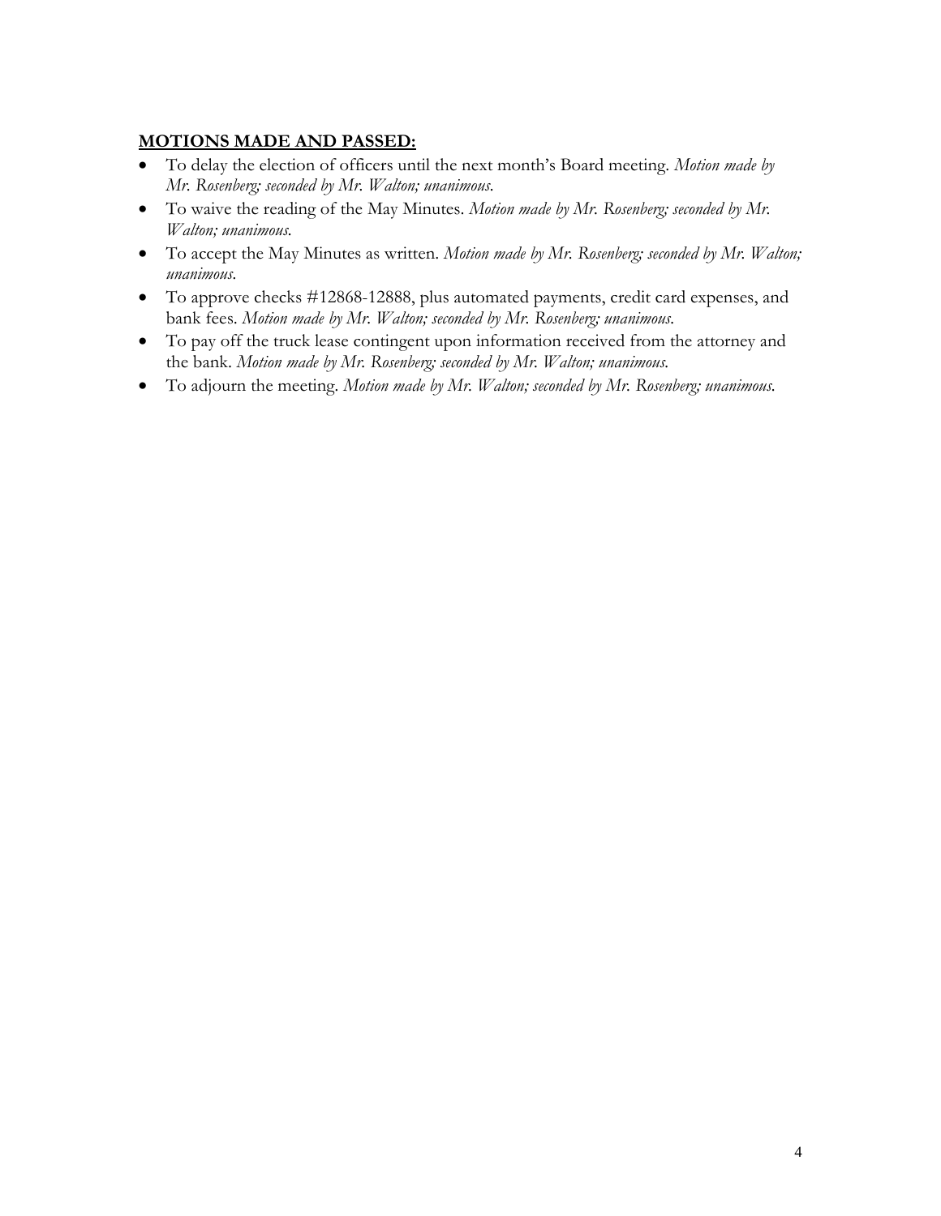**MOTIONS MADE AND PASSED:**

- To delay the election of officers until the next month's Board meeting. *Motion made by Mr. Rosenberg; seconded by Mr. Walton; unanimous.*
- To waive the reading of the May Minutes. *Motion made by Mr. Rosenberg; seconded by Mr. Walton; unanimous.*
- To accept the May Minutes as written. *Motion made by Mr. Rosenberg; seconded by Mr. Walton; unanimous.*
- To approve checks #12868-12888, plus automated payments, credit card expenses, and bank fees. *Motion made by Mr. Walton; seconded by Mr. Rosenberg; unanimous.*
- To pay off the truck lease contingent upon information received from the attorney and the bank. *Motion made by Mr. Rosenberg; seconded by Mr. Walton; unanimous.*
- To adjourn the meeting. *Motion made by Mr. Walton; seconded by Mr. Rosenberg; unanimous.*